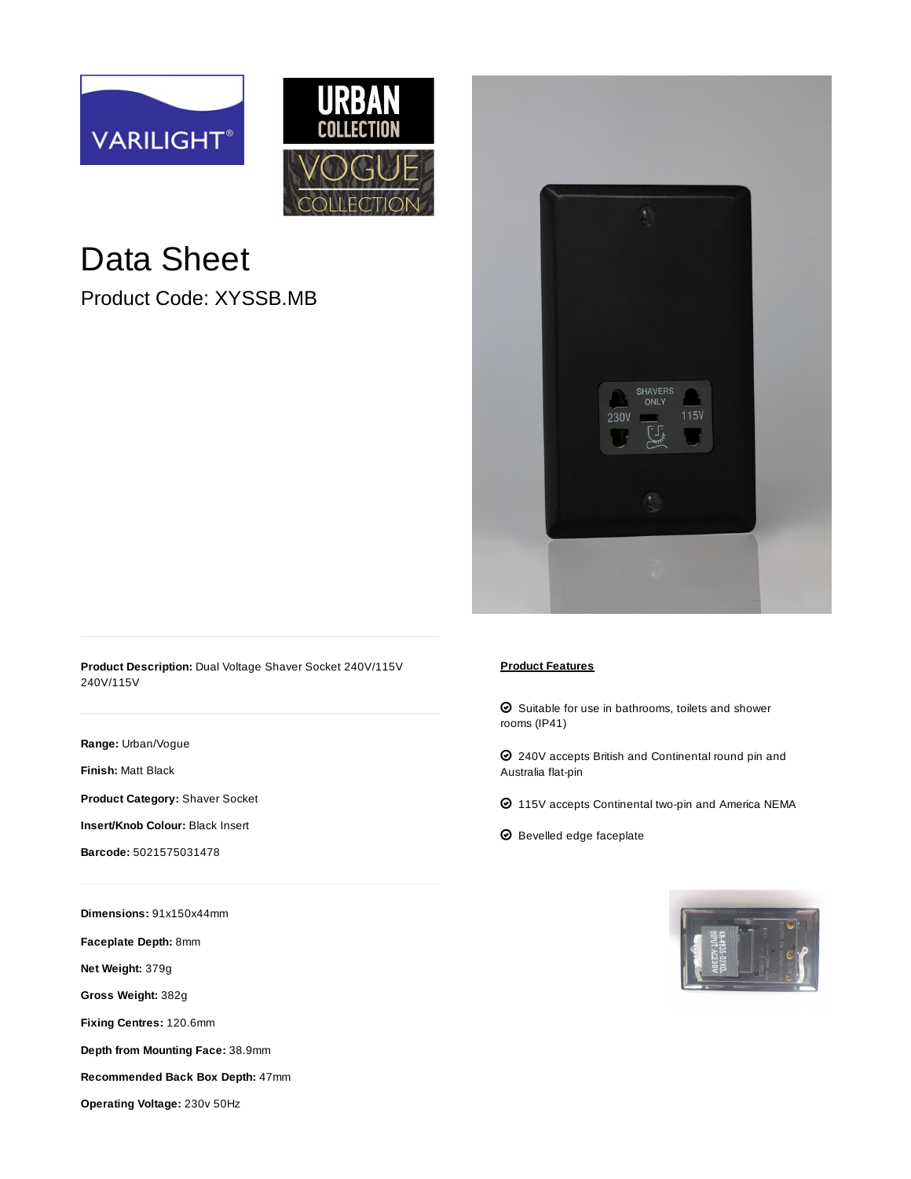# Data Sheet

Product Code: XYSSB.MB

**Product Description:** Dual Voltage Shaver Socket 240V/115V 240V/115V

**Range:** Urban/Vogue

**Finish:** Matt Black

**Product Category:** Shaver Socket

**Insert/Knob Colour:** Black Insert

**Barcode:** 5021575031478

**Dimensions:** 91x150x44mm

**Faceplate Depth:** 8mm

**Net Weight:** 379g

**Gross Weight:** 382g

**Fixing Centres:** 120.6mm

**Depth from Mounting Face:** 38.9mm

**Recommended Back Box Depth:** 47mm

**Operating Voltage:** 230v 50Hz

## Product Features

- Suitable for use in bathrooms, toilets and shower rooms (IP41)
- 240V accepts British and Continental round pin and Australia flat-pin
- 115V accepts Continental two-pin and America NEMA
- Bevelled edge faceplate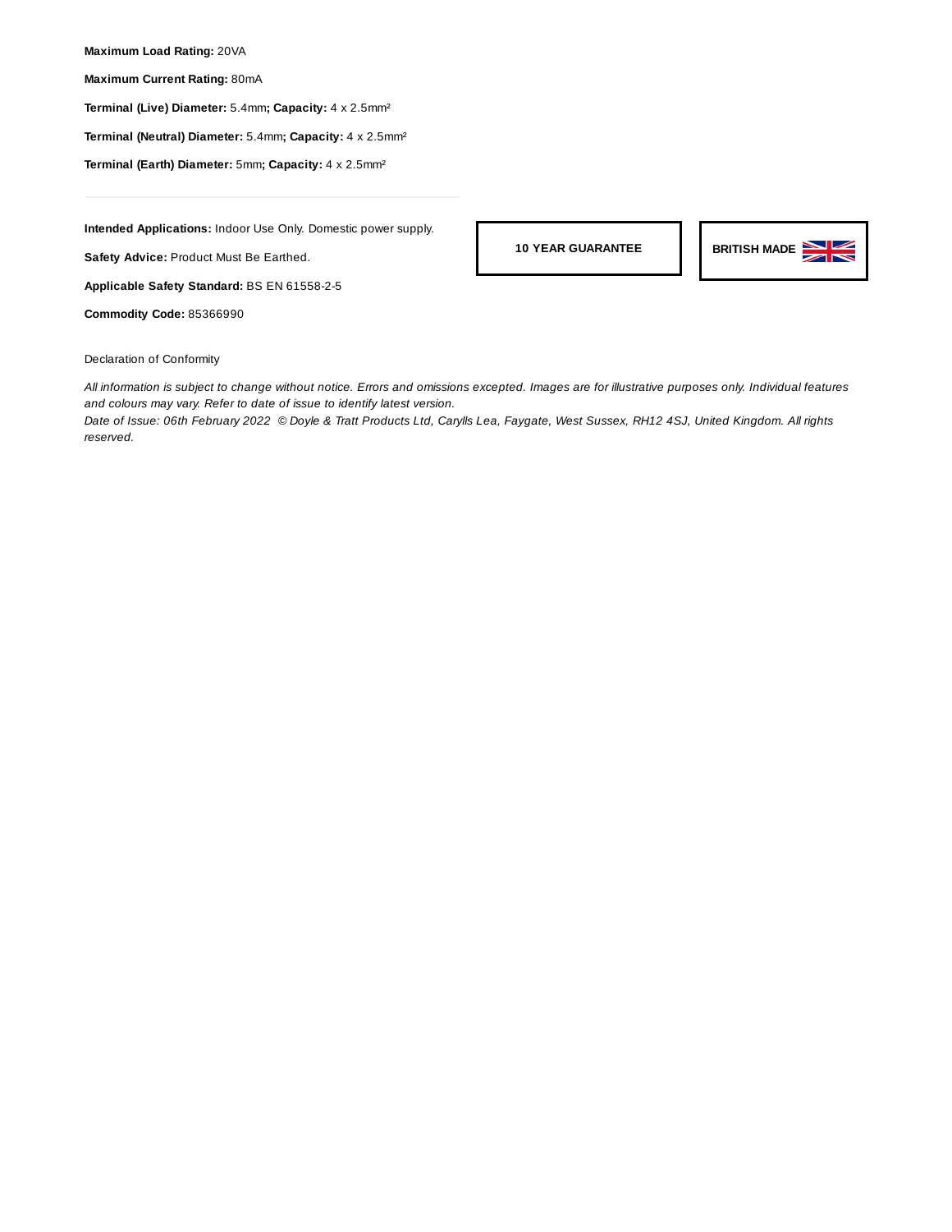**Maximum Load Rating:** 20VA

**Maximum Current Rating:** 80mA

**Terminal (Live) Diameter:** 5.4mm**; Capacity:** 4 x 2.5mm²

**Terminal (Neutral) Diameter:** 5.4mm**; Capacity:** 4 x 2.5mm²

**Terminal (Earth) Diameter:** 5mm**; Capacity:** 4 x 2.5mm²

---

**Intended Applications:** Indoor Use Only. Domestic power supply.

**Safety Advice:** Product Must Be Earthed.

**Applicable Safety Standard:** BS EN 61558-2-5

**Commodity Code:** 85366990

**10 YEAR GUARANTEE**

**BRITISH MADE**

Declaration of Conformity

*All information is subject to change without notice. Errors and omissions excepted. Images are for illustrative purposes only. Individual features and colours may vary. Refer to date of issue to identify latest version.*
*Date of Issue: 06th February 2022 © Doyle & Tratt Products Ltd, Carylls Lea, Faygate, West Sussex, RH12 4SJ, United Kingdom. All rights reserved.*